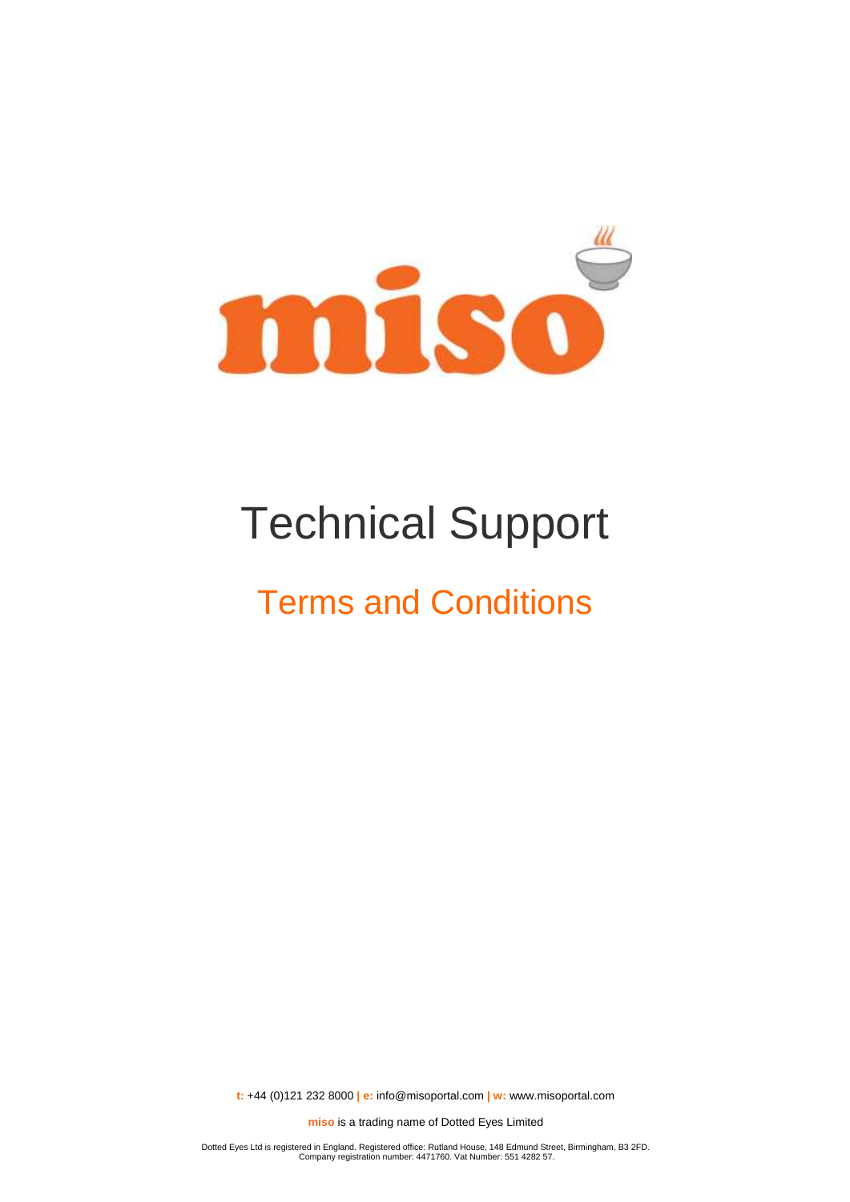# Technical Support

## Terms and Conditions

**t:** +44 (0)121 232 8000 **| e:** info@misoportal.com **| w:** www.misoportal.com

**miso** is a trading name of Dotted Eyes Limited

Dotted Eyes Ltd is registered in England. Registered office: Rutland House, 148 Edmund Street, Birmingham, B3 2FD. Company registration number: 4471760. Vat Number: 551 4282 57.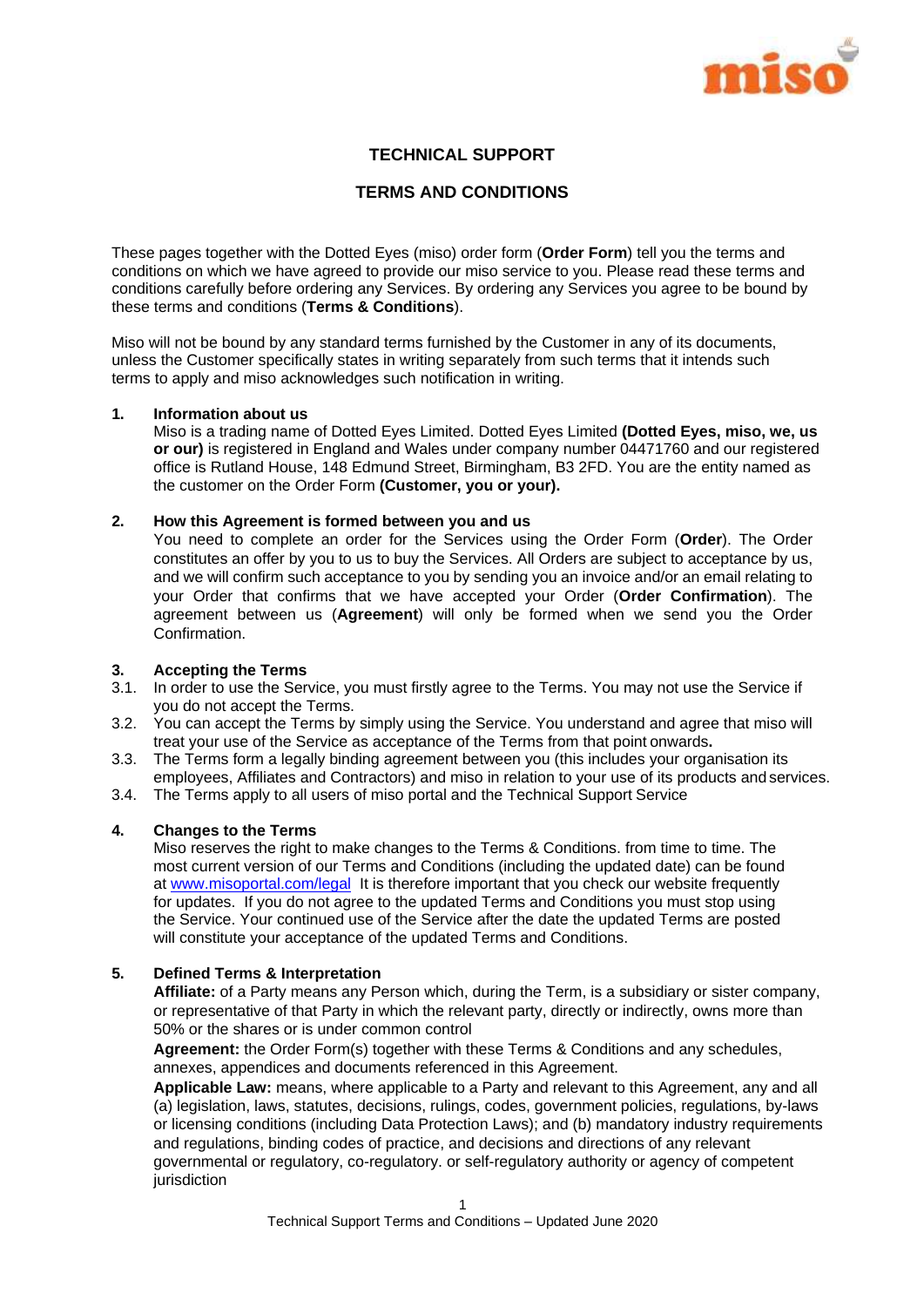# TECHNICAL SUPPORT

# TERMS AND CONDITIONS

These pages together with the Dotted Eyes (miso) order form (**Order Form**) tell you the terms and conditions on which we have agreed to provide our miso service to you. Please read these terms and conditions carefully before ordering any Services. By ordering any Services you agree to be bound by these terms and conditions (**Terms & Conditions**).

Miso will not be bound by any standard terms furnished by the Customer in any of its documents, unless the Customer specifically states in writing separately from such terms that it intends such terms to apply and miso acknowledges such notification in writing.

## 1. Information about us

Miso is a trading name of Dotted Eyes Limited. Dotted Eyes Limited **(Dotted Eyes, miso, we, us or our)** is registered in England and Wales under company number 04471760 and our registered office is Rutland House, 148 Edmund Street, Birmingham, B3 2FD. You are the entity named as the customer on the Order Form **(Customer, you or your).**

## 2. How this Agreement is formed between you and us

You need to complete an order for the Services using the Order Form (**Order**). The Order constitutes an offer by you to us to buy the Services. All Orders are subject to acceptance by us, and we will confirm such acceptance to you by sending you an invoice and/or an email relating to your Order that confirms that we have accepted your Order (**Order Confirmation**). The agreement between us (**Agreement**) will only be formed when we send you the Order Confirmation.

## 3. Accepting the Terms

3.1. In order to use the Service, you must firstly agree to the Terms. You may not use the Service if you do not accept the Terms.

3.2. You can accept the Terms by simply using the Service. You understand and agree that miso will treat your use of the Service as acceptance of the Terms from that point onwards**.**

3.3. The Terms form a legally binding agreement between you (this includes your organisation its employees, Affiliates and Contractors) and miso in relation to your use of its products and services.

3.4. The Terms apply to all users of miso portal and the Technical Support Service

## 4. Changes to the Terms

Miso reserves the right to make changes to the Terms & Conditions. from time to time. The most current version of our Terms and Conditions (including the updated date) can be found at [www.misoportal.com/legal](www.misoportal.com/legal) It is therefore important that you check our website frequently for updates. If you do not agree to the updated Terms and Conditions you must stop using the Service. Your continued use of the Service after the date the updated Terms are posted will constitute your acceptance of the updated Terms and Conditions.

## 5. Defined Terms & Interpretation

**Affiliate:** of a Party means any Person which, during the Term, is a subsidiary or sister company, or representative of that Party in which the relevant party, directly or indirectly, owns more than 50% or the shares or is under common control

**Agreement:** the Order Form(s) together with these Terms & Conditions and any schedules, annexes, appendices and documents referenced in this Agreement.

**Applicable Law:** means, where applicable to a Party and relevant to this Agreement, any and all (a) legislation, laws, statutes, decisions, rulings, codes, government policies, regulations, by-laws or licensing conditions (including Data Protection Laws); and (b) mandatory industry requirements and regulations, binding codes of practice, and decisions and directions of any relevant governmental or regulatory, co-regulatory. or self-regulatory authority or agency of competent jurisdiction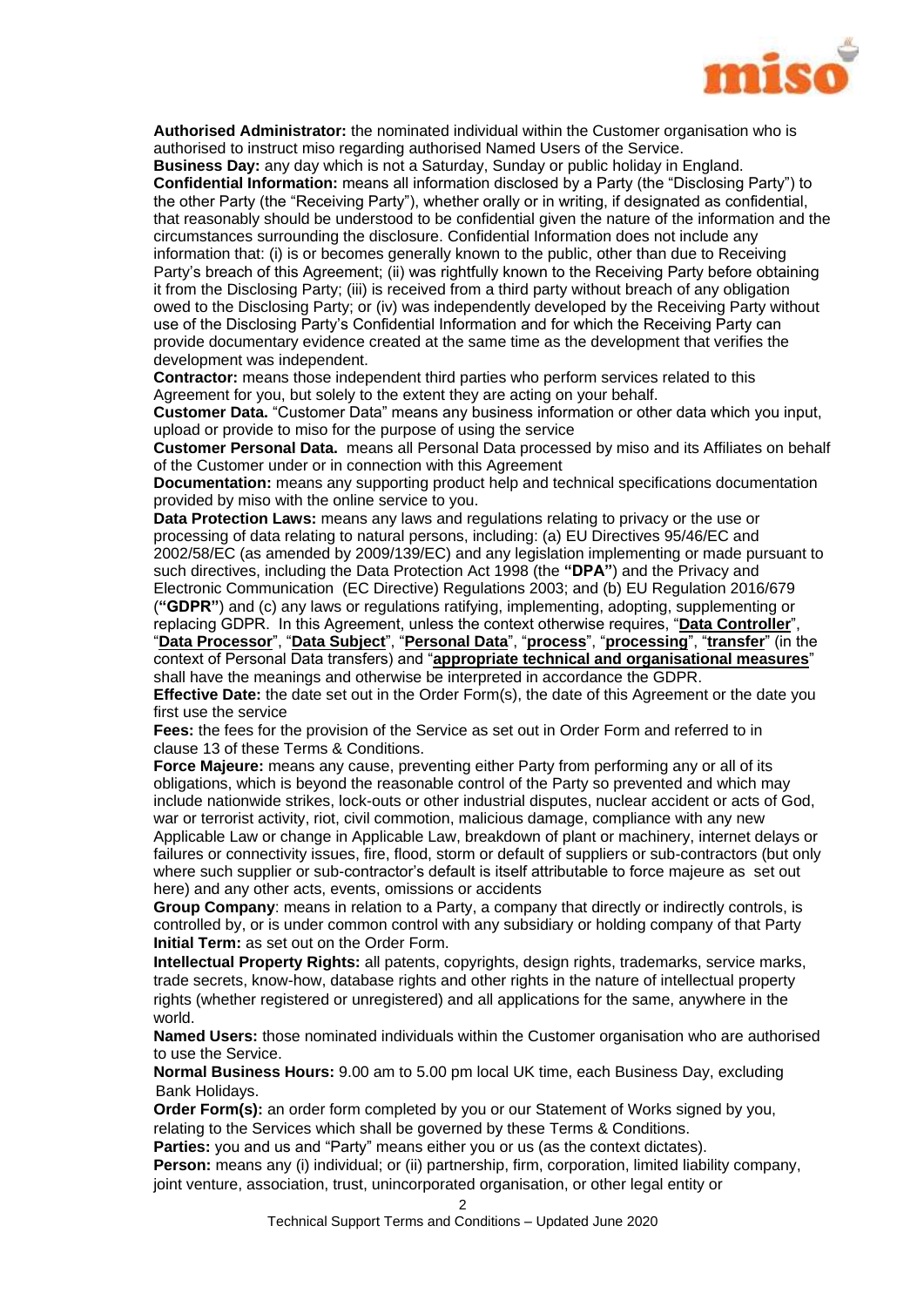**Authorised Administrator:** the nominated individual within the Customer organisation who is authorised to instruct miso regarding authorised Named Users of the Service.

**Business Day:** any day which is not a Saturday, Sunday or public holiday in England.

**Confidential Information:** means all information disclosed by a Party (the "Disclosing Party") to the other Party (the "Receiving Party"), whether orally or in writing, if designated as confidential, that reasonably should be understood to be confidential given the nature of the information and the circumstances surrounding the disclosure. Confidential Information does not include any information that: (i) is or becomes generally known to the public, other than due to Receiving Party's breach of this Agreement; (ii) was rightfully known to the Receiving Party before obtaining it from the Disclosing Party; (iii) is received from a third party without breach of any obligation owed to the Disclosing Party; or (iv) was independently developed by the Receiving Party without use of the Disclosing Party's Confidential Information and for which the Receiving Party can provide documentary evidence created at the same time as the development that verifies the development was independent.

**Contractor:** means those independent third parties who perform services related to this Agreement for you, but solely to the extent they are acting on your behalf.

**Customer Data.** "Customer Data" means any business information or other data which you input, upload or provide to miso for the purpose of using the service

**Customer Personal Data.** means all Personal Data processed by miso and its Affiliates on behalf of the Customer under or in connection with this Agreement

**Documentation:** means any supporting product help and technical specifications documentation provided by miso with the online service to you.

**Data Protection Laws:** means any laws and regulations relating to privacy or the use or processing of data relating to natural persons, including: (a) EU Directives 95/46/EC and 2002/58/EC (as amended by 2009/139/EC) and any legislation implementing or made pursuant to such directives, including the Data Protection Act 1998 (the **"DPA"**) and the Privacy and Electronic Communication (EC Directive) Regulations 2003; and (b) EU Regulation 2016/679 (**"GDPR"**) and (c) any laws or regulations ratifying, implementing, adopting, supplementing or replacing GDPR. In this Agreement, unless the context otherwise requires, "**Data Controller**", "**Data Processor**", "**Data Subject**", "**Personal Data**", "**process**", "**processing**", "**transfer**" (in the context of Personal Data transfers) and "**appropriate technical and organisational measures**" shall have the meanings and otherwise be interpreted in accordance the GDPR.

**Effective Date:** the date set out in the Order Form(s), the date of this Agreement or the date you first use the service

**Fees:** the fees for the provision of the Service as set out in Order Form and referred to in clause 13 of these Terms & Conditions.

**Force Majeure:** means any cause, preventing either Party from performing any or all of its obligations, which is beyond the reasonable control of the Party so prevented and which may include nationwide strikes, lock-outs or other industrial disputes, nuclear accident or acts of God, war or terrorist activity, riot, civil commotion, malicious damage, compliance with any new Applicable Law or change in Applicable Law, breakdown of plant or machinery, internet delays or failures or connectivity issues, fire, flood, storm or default of suppliers or sub-contractors (but only where such supplier or sub-contractor's default is itself attributable to force majeure as set out here) and any other acts, events, omissions or accidents

**Group Company**: means in relation to a Party, a company that directly or indirectly controls, is controlled by, or is under common control with any subsidiary or holding company of that Party

**Initial Term:** as set out on the Order Form.

**Intellectual Property Rights:** all patents, copyrights, design rights, trademarks, service marks, trade secrets, know-how, database rights and other rights in the nature of intellectual property rights (whether registered or unregistered) and all applications for the same, anywhere in the world.

**Named Users:** those nominated individuals within the Customer organisation who are authorised to use the Service.

**Normal Business Hours:** 9.00 am to 5.00 pm local UK time, each Business Day, excluding Bank Holidays.

**Order Form(s):** an order form completed by you or our Statement of Works signed by you, relating to the Services which shall be governed by these Terms & Conditions.

**Parties:** you and us and "Party" means either you or us (as the context dictates).

**Person:** means any (i) individual; or (ii) partnership, firm, corporation, limited liability company, joint venture, association, trust, unincorporated organisation, or other legal entity or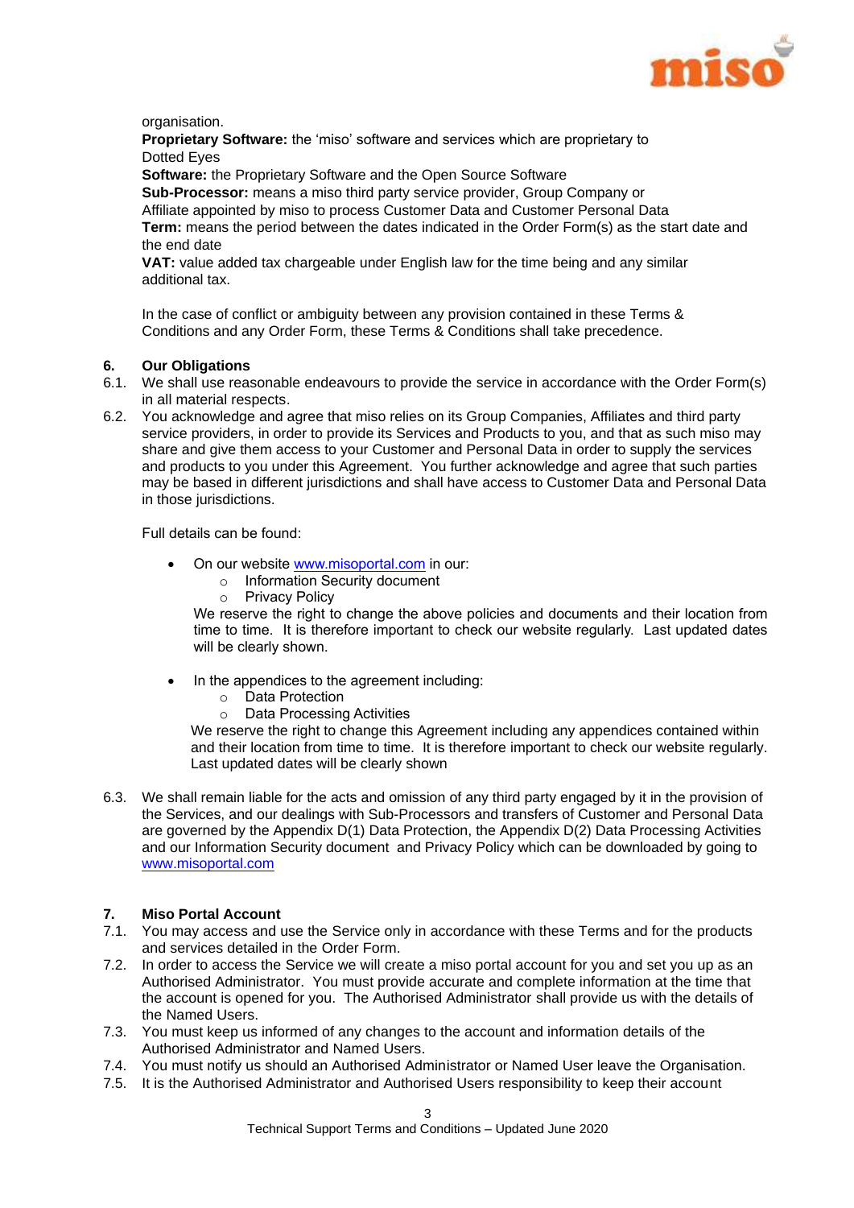organisation.

**Proprietary Software:** the 'miso' software and services which are proprietary to Dotted Eyes

**Software:** the Proprietary Software and the Open Source Software

**Sub-Processor:** means a miso third party service provider, Group Company or Affiliate appointed by miso to process Customer Data and Customer Personal Data

**Term:** means the period between the dates indicated in the Order Form(s) as the start date and the end date

**VAT:** value added tax chargeable under English law for the time being and any similar additional tax.

In the case of conflict or ambiguity between any provision contained in these Terms & Conditions and any Order Form, these Terms & Conditions shall take precedence.

## 6. Our Obligations

6.1. We shall use reasonable endeavours to provide the service in accordance with the Order Form(s) in all material respects.

6.2. You acknowledge and agree that miso relies on its Group Companies, Affiliates and third party service providers, in order to provide its Services and Products to you, and that as such miso may share and give them access to your Customer and Personal Data in order to supply the services and products to you under this Agreement. You further acknowledge and agree that such parties may be based in different jurisdictions and shall have access to Customer Data and Personal Data in those jurisdictions.

Full details can be found:

- On our website www.misoportal.com in our:
  - Information Security document
  - Privacy Policy

  We reserve the right to change the above policies and documents and their location from time to time. It is therefore important to check our website regularly. Last updated dates will be clearly shown.

- In the appendices to the agreement including:
  - Data Protection
  - Data Processing Activities

  We reserve the right to change this Agreement including any appendices contained within and their location from time to time. It is therefore important to check our website regularly. Last updated dates will be clearly shown

6.3. We shall remain liable for the acts and omission of any third party engaged by it in the provision of the Services, and our dealings with Sub-Processors and transfers of Customer and Personal Data are governed by the Appendix D(1) Data Protection, the Appendix D(2) Data Processing Activities and our Information Security document and Privacy Policy which can be downloaded by going to www.misoportal.com

## 7. Miso Portal Account

7.1. You may access and use the Service only in accordance with these Terms and for the products and services detailed in the Order Form.

7.2. In order to access the Service we will create a miso portal account for you and set you up as an Authorised Administrator. You must provide accurate and complete information at the time that the account is opened for you. The Authorised Administrator shall provide us with the details of the Named Users.

7.3. You must keep us informed of any changes to the account and information details of the Authorised Administrator and Named Users.

7.4. You must notify us should an Authorised Administrator or Named User leave the Organisation.

7.5. It is the Authorised Administrator and Authorised Users responsibility to keep their account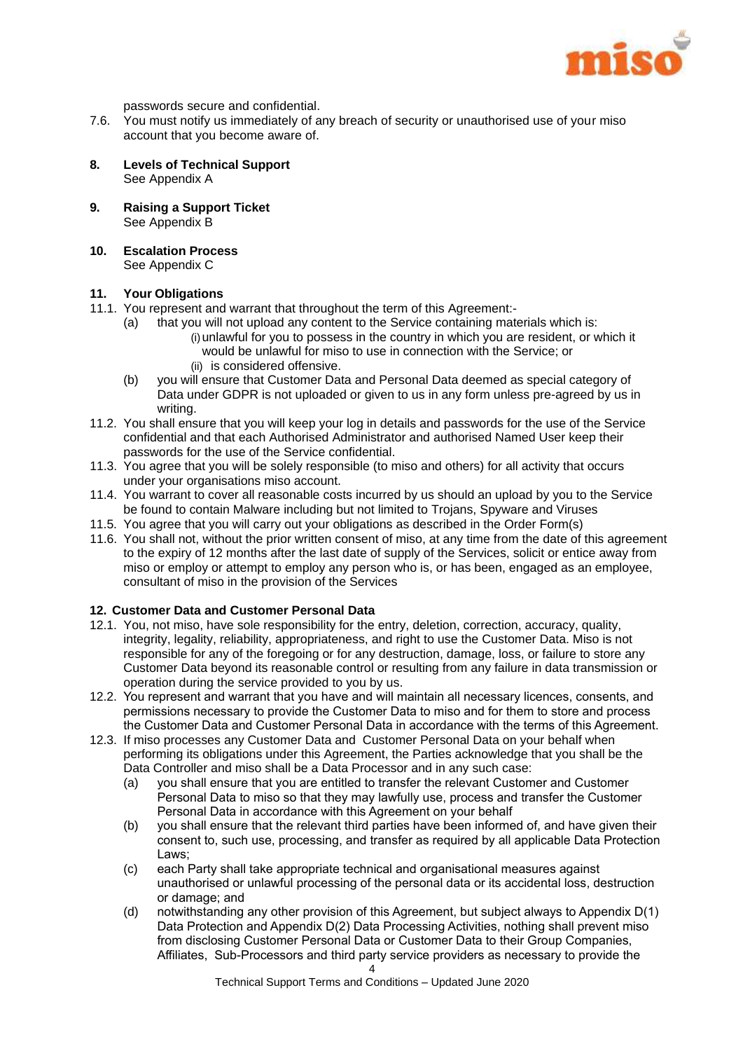passwords secure and confidential.

7.6. You must notify us immediately of any breach of security or unauthorised use of your miso account that you become aware of.

**8. Levels of Technical Support**
See Appendix A

**9. Raising a Support Ticket**
See Appendix B

**10. Escalation Process**
See Appendix C

**11. Your Obligations**

11.1. You represent and warrant that throughout the term of this Agreement:-

  (a) that you will not upload any content to the Service containing materials which is:
    (i) unlawful for you to possess in the country in which you are resident, or which it would be unlawful for miso to use in connection with the Service; or
    (ii) is considered offensive.

  (b) you will ensure that Customer Data and Personal Data deemed as special category of Data under GDPR is not uploaded or given to us in any form unless pre-agreed by us in writing.

11.2. You shall ensure that you will keep your log in details and passwords for the use of the Service confidential and that each Authorised Administrator and authorised Named User keep their passwords for the use of the Service confidential.

11.3. You agree that you will be solely responsible (to miso and others) for all activity that occurs under your organisations miso account.

11.4. You warrant to cover all reasonable costs incurred by us should an upload by you to the Service be found to contain Malware including but not limited to Trojans, Spyware and Viruses

11.5. You agree that you will carry out your obligations as described in the Order Form(s)

11.6. You shall not, without the prior written consent of miso, at any time from the date of this agreement to the expiry of 12 months after the last date of supply of the Services, solicit or entice away from miso or employ or attempt to employ any person who is, or has been, engaged as an employee, consultant of miso in the provision of the Services

**12. Customer Data and Customer Personal Data**

12.1. You, not miso, have sole responsibility for the entry, deletion, correction, accuracy, quality, integrity, legality, reliability, appropriateness, and right to use the Customer Data. Miso is not responsible for any of the foregoing or for any destruction, damage, loss, or failure to store any Customer Data beyond its reasonable control or resulting from any failure in data transmission or operation during the service provided to you by us.

12.2. You represent and warrant that you have and will maintain all necessary licences, consents, and permissions necessary to provide the Customer Data to miso and for them to store and process the Customer Data and Customer Personal Data in accordance with the terms of this Agreement.

12.3. If miso processes any Customer Data and Customer Personal Data on your behalf when performing its obligations under this Agreement, the Parties acknowledge that you shall be the Data Controller and miso shall be a Data Processor and in any such case:

  (a) you shall ensure that you are entitled to transfer the relevant Customer and Customer Personal Data to miso so that they may lawfully use, process and transfer the Customer Personal Data in accordance with this Agreement on your behalf

  (b) you shall ensure that the relevant third parties have been informed of, and have given their consent to, such use, processing, and transfer as required by all applicable Data Protection Laws;

  (c) each Party shall take appropriate technical and organisational measures against unauthorised or unlawful processing of the personal data or its accidental loss, destruction or damage; and

  (d) notwithstanding any other provision of this Agreement, but subject always to Appendix D(1) Data Protection and Appendix D(2) Data Processing Activities, nothing shall prevent miso from disclosing Customer Personal Data or Customer Data to their Group Companies, Affiliates, Sub-Processors and third party service providers as necessary to provide the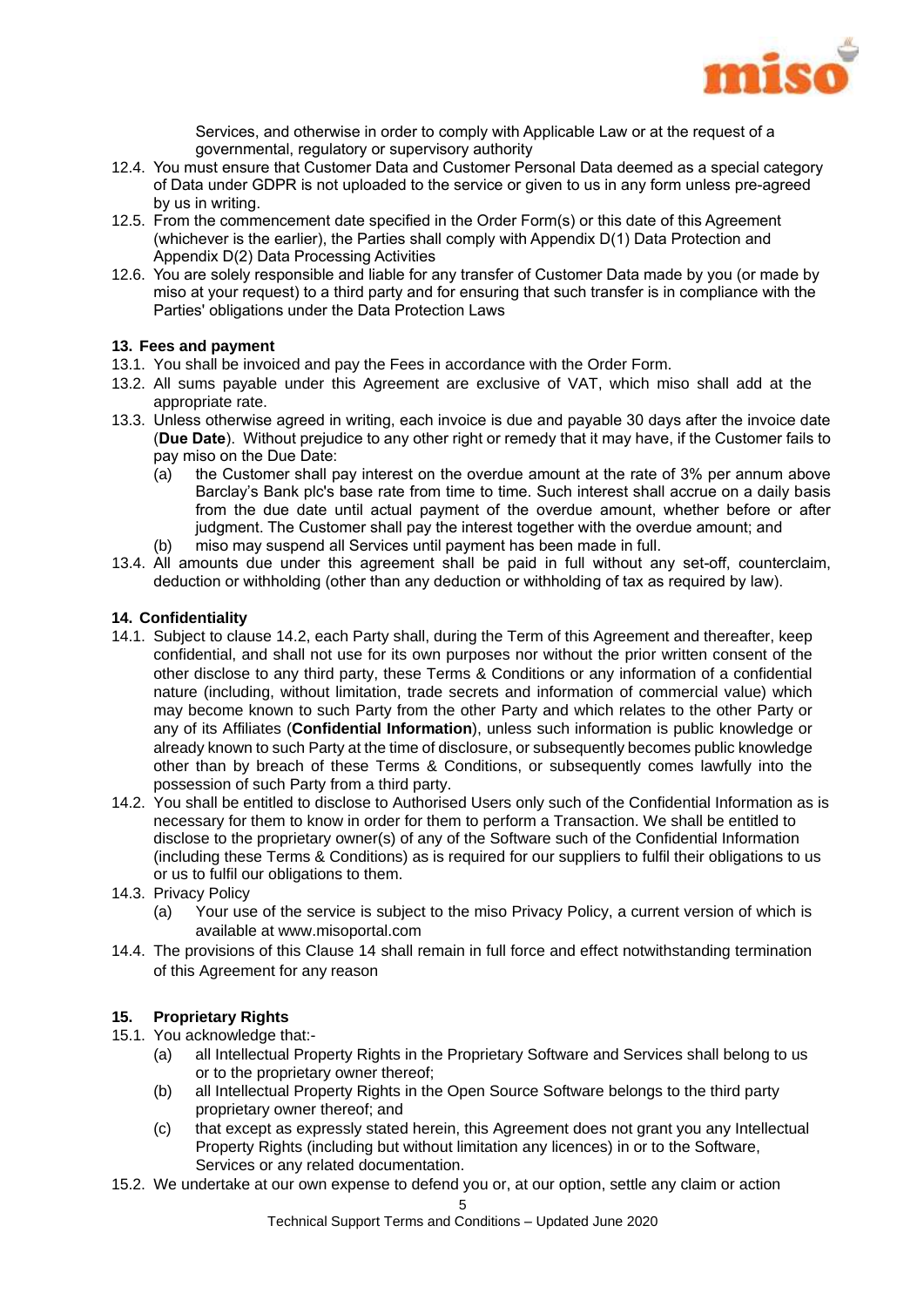Services, and otherwise in order to comply with Applicable Law or at the request of a governmental, regulatory or supervisory authority

12.4. You must ensure that Customer Data and Customer Personal Data deemed as a special category of Data under GDPR is not uploaded to the service or given to us in any form unless pre-agreed by us in writing.

12.5. From the commencement date specified in the Order Form(s) or this date of this Agreement (whichever is the earlier), the Parties shall comply with Appendix D(1) Data Protection and Appendix D(2) Data Processing Activities

12.6. You are solely responsible and liable for any transfer of Customer Data made by you (or made by miso at your request) to a third party and for ensuring that such transfer is in compliance with the Parties' obligations under the Data Protection Laws

### 13. Fees and payment

13.1. You shall be invoiced and pay the Fees in accordance with the Order Form.

13.2. All sums payable under this Agreement are exclusive of VAT, which miso shall add at the appropriate rate.

13.3. Unless otherwise agreed in writing, each invoice is due and payable 30 days after the invoice date (**Due Date**). Without prejudice to any other right or remedy that it may have, if the Customer fails to pay miso on the Due Date:

(a) the Customer shall pay interest on the overdue amount at the rate of 3% per annum above Barclay's Bank plc's base rate from time to time. Such interest shall accrue on a daily basis from the due date until actual payment of the overdue amount, whether before or after judgment. The Customer shall pay the interest together with the overdue amount; and

(b) miso may suspend all Services until payment has been made in full.

13.4. All amounts due under this agreement shall be paid in full without any set-off, counterclaim, deduction or withholding (other than any deduction or withholding of tax as required by law).

### 14. Confidentiality

14.1. Subject to clause 14.2, each Party shall, during the Term of this Agreement and thereafter, keep confidential, and shall not use for its own purposes nor without the prior written consent of the other disclose to any third party, these Terms & Conditions or any information of a confidential nature (including, without limitation, trade secrets and information of commercial value) which may become known to such Party from the other Party and which relates to the other Party or any of its Affiliates (**Confidential Information**), unless such information is public knowledge or already known to such Party at the time of disclosure, or subsequently becomes public knowledge other than by breach of these Terms & Conditions, or subsequently comes lawfully into the possession of such Party from a third party.

14.2. You shall be entitled to disclose to Authorised Users only such of the Confidential Information as is necessary for them to know in order for them to perform a Transaction. We shall be entitled to disclose to the proprietary owner(s) of any of the Software such of the Confidential Information (including these Terms & Conditions) as is required for our suppliers to fulfil their obligations to us or us to fulfil our obligations to them.

14.3. Privacy Policy

(a) Your use of the service is subject to the miso Privacy Policy, a current version of which is available at www.misoportal.com

14.4. The provisions of this Clause 14 shall remain in full force and effect notwithstanding termination of this Agreement for any reason

### 15. Proprietary Rights

15.1. You acknowledge that:-

(a) all Intellectual Property Rights in the Proprietary Software and Services shall belong to us or to the proprietary owner thereof;

(b) all Intellectual Property Rights in the Open Source Software belongs to the third party proprietary owner thereof; and

(c) that except as expressly stated herein, this Agreement does not grant you any Intellectual Property Rights (including but without limitation any licences) in or to the Software, Services or any related documentation.

15.2. We undertake at our own expense to defend you or, at our option, settle any claim or action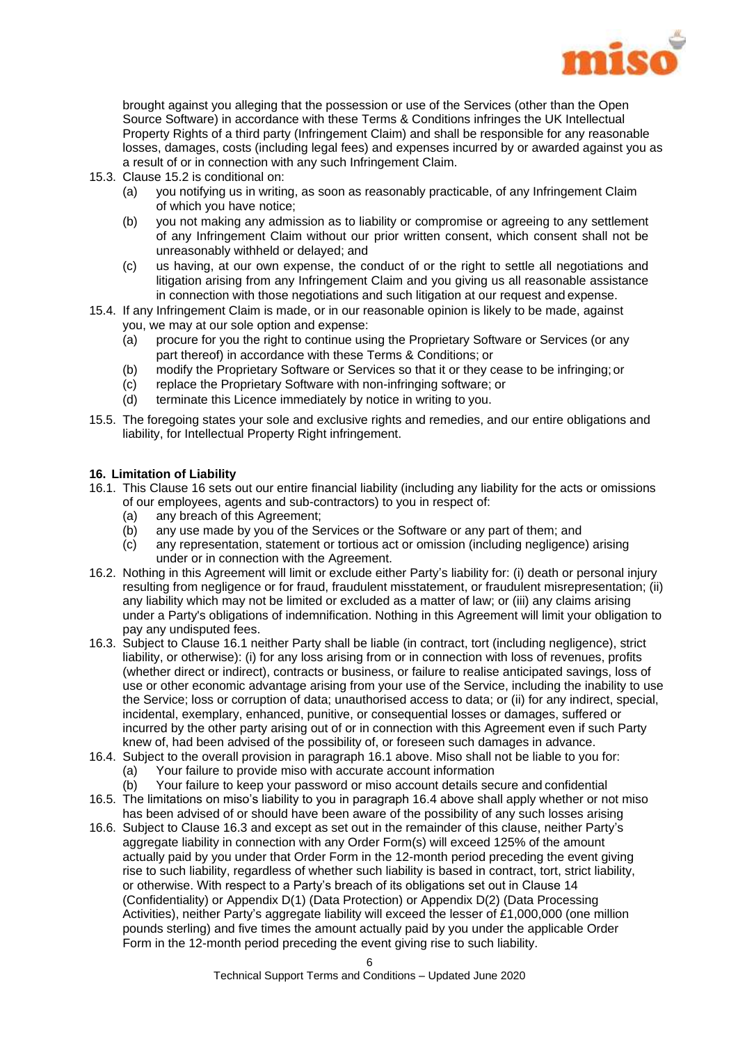brought against you alleging that the possession or use of the Services (other than the Open Source Software) in accordance with these Terms & Conditions infringes the UK Intellectual Property Rights of a third party (Infringement Claim) and shall be responsible for any reasonable losses, damages, costs (including legal fees) and expenses incurred by or awarded against you as a result of or in connection with any such Infringement Claim.

15.3. Clause 15.2 is conditional on:

(a) you notifying us in writing, as soon as reasonably practicable, of any Infringement Claim of which you have notice;

(b) you not making any admission as to liability or compromise or agreeing to any settlement of any Infringement Claim without our prior written consent, which consent shall not be unreasonably withheld or delayed; and

(c) us having, at our own expense, the conduct of or the right to settle all negotiations and litigation arising from any Infringement Claim and you giving us all reasonable assistance in connection with those negotiations and such litigation at our request and expense.

15.4. If any Infringement Claim is made, or in our reasonable opinion is likely to be made, against you, we may at our sole option and expense:

(a) procure for you the right to continue using the Proprietary Software or Services (or any part thereof) in accordance with these Terms & Conditions; or

(b) modify the Proprietary Software or Services so that it or they cease to be infringing; or

(c) replace the Proprietary Software with non-infringing software; or

(d) terminate this Licence immediately by notice in writing to you.

15.5. The foregoing states your sole and exclusive rights and remedies, and our entire obligations and liability, for Intellectual Property Right infringement.

## 16. Limitation of Liability

16.1. This Clause 16 sets out our entire financial liability (including any liability for the acts or omissions of our employees, agents and sub-contractors) to you in respect of:

(a) any breach of this Agreement;

(b) any use made by you of the Services or the Software or any part of them; and

(c) any representation, statement or tortious act or omission (including negligence) arising under or in connection with the Agreement.

16.2. Nothing in this Agreement will limit or exclude either Party's liability for: (i) death or personal injury resulting from negligence or for fraud, fraudulent misstatement, or fraudulent misrepresentation; (ii) any liability which may not be limited or excluded as a matter of law; or (iii) any claims arising under a Party's obligations of indemnification. Nothing in this Agreement will limit your obligation to pay any undisputed fees.

16.3. Subject to Clause 16.1 neither Party shall be liable (in contract, tort (including negligence), strict liability, or otherwise): (i) for any loss arising from or in connection with loss of revenues, profits (whether direct or indirect), contracts or business, or failure to realise anticipated savings, loss of use or other economic advantage arising from your use of the Service, including the inability to use the Service; loss or corruption of data; unauthorised access to data; or (ii) for any indirect, special, incidental, exemplary, enhanced, punitive, or consequential losses or damages, suffered or incurred by the other party arising out of or in connection with this Agreement even if such Party knew of, had been advised of the possibility of, or foreseen such damages in advance.

16.4. Subject to the overall provision in paragraph 16.1 above. Miso shall not be liable to you for:

(a) Your failure to provide miso with accurate account information

(b) Your failure to keep your password or miso account details secure and confidential

16.5. The limitations on miso's liability to you in paragraph 16.4 above shall apply whether or not miso has been advised of or should have been aware of the possibility of any such losses arising

16.6. Subject to Clause 16.3 and except as set out in the remainder of this clause, neither Party's aggregate liability in connection with any Order Form(s) will exceed 125% of the amount actually paid by you under that Order Form in the 12-month period preceding the event giving rise to such liability, regardless of whether such liability is based in contract, tort, strict liability, or otherwise. With respect to a Party's breach of its obligations set out in Clause 14 (Confidentiality) or Appendix D(1) (Data Protection) or Appendix D(2) (Data Processing Activities), neither Party's aggregate liability will exceed the lesser of £1,000,000 (one million pounds sterling) and five times the amount actually paid by you under the applicable Order Form in the 12-month period preceding the event giving rise to such liability.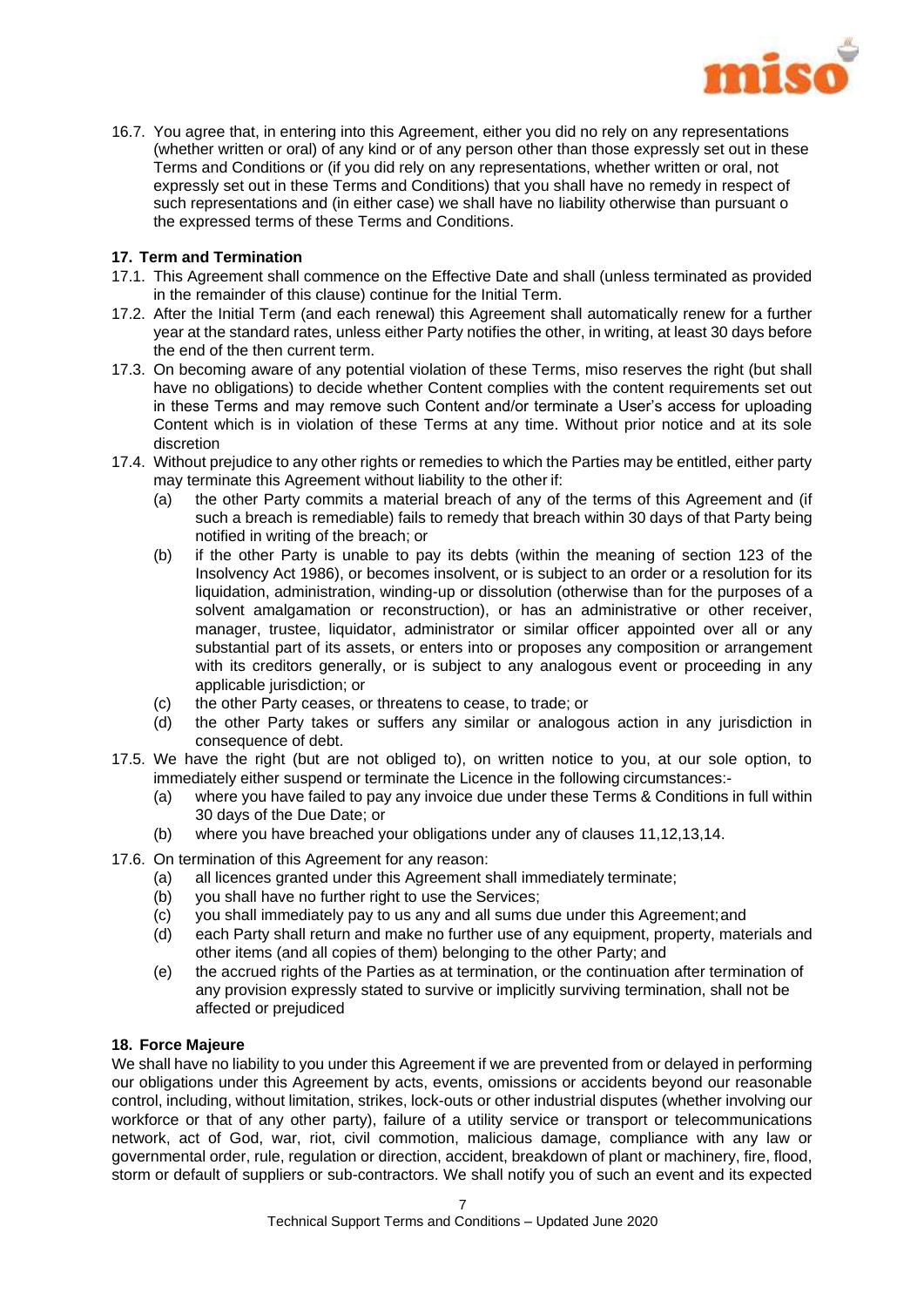16.7. You agree that, in entering into this Agreement, either you did no rely on any representations (whether written or oral) of any kind or of any person other than those expressly set out in these Terms and Conditions or (if you did rely on any representations, whether written or oral, not expressly set out in these Terms and Conditions) that you shall have no remedy in respect of such representations and (in either case) we shall have no liability otherwise than pursuant o the expressed terms of these Terms and Conditions.

**17. Term and Termination**

17.1. This Agreement shall commence on the Effective Date and shall (unless terminated as provided in the remainder of this clause) continue for the Initial Term.

17.2. After the Initial Term (and each renewal) this Agreement shall automatically renew for a further year at the standard rates, unless either Party notifies the other, in writing, at least 30 days before the end of the then current term.

17.3. On becoming aware of any potential violation of these Terms, miso reserves the right (but shall have no obligations) to decide whether Content complies with the content requirements set out in these Terms and may remove such Content and/or terminate a User's access for uploading Content which is in violation of these Terms at any time. Without prior notice and at its sole discretion

17.4. Without prejudice to any other rights or remedies to which the Parties may be entitled, either party may terminate this Agreement without liability to the other if:

(a) the other Party commits a material breach of any of the terms of this Agreement and (if such a breach is remediable) fails to remedy that breach within 30 days of that Party being notified in writing of the breach; or

(b) if the other Party is unable to pay its debts (within the meaning of section 123 of the Insolvency Act 1986), or becomes insolvent, or is subject to an order or a resolution for its liquidation, administration, winding-up or dissolution (otherwise than for the purposes of a solvent amalgamation or reconstruction), or has an administrative or other receiver, manager, trustee, liquidator, administrator or similar officer appointed over all or any substantial part of its assets, or enters into or proposes any composition or arrangement with its creditors generally, or is subject to any analogous event or proceeding in any applicable jurisdiction; or

(c) the other Party ceases, or threatens to cease, to trade; or

(d) the other Party takes or suffers any similar or analogous action in any jurisdiction in consequence of debt.

17.5. We have the right (but are not obliged to), on written notice to you, at our sole option, to immediately either suspend or terminate the Licence in the following circumstances:-

(a) where you have failed to pay any invoice due under these Terms & Conditions in full within 30 days of the Due Date; or

(b) where you have breached your obligations under any of clauses 11,12,13,14.

17.6. On termination of this Agreement for any reason:

(a) all licences granted under this Agreement shall immediately terminate;

(b) you shall have no further right to use the Services;

(c) you shall immediately pay to us any and all sums due under this Agreement; and

(d) each Party shall return and make no further use of any equipment, property, materials and other items (and all copies of them) belonging to the other Party; and

(e) the accrued rights of the Parties as at termination, or the continuation after termination of any provision expressly stated to survive or implicitly surviving termination, shall not be affected or prejudiced

**18. Force Majeure**

We shall have no liability to you under this Agreement if we are prevented from or delayed in performing our obligations under this Agreement by acts, events, omissions or accidents beyond our reasonable control, including, without limitation, strikes, lock-outs or other industrial disputes (whether involving our workforce or that of any other party), failure of a utility service or transport or telecommunications network, act of God, war, riot, civil commotion, malicious damage, compliance with any law or governmental order, rule, regulation or direction, accident, breakdown of plant or machinery, fire, flood, storm or default of suppliers or sub-contractors. We shall notify you of such an event and its expected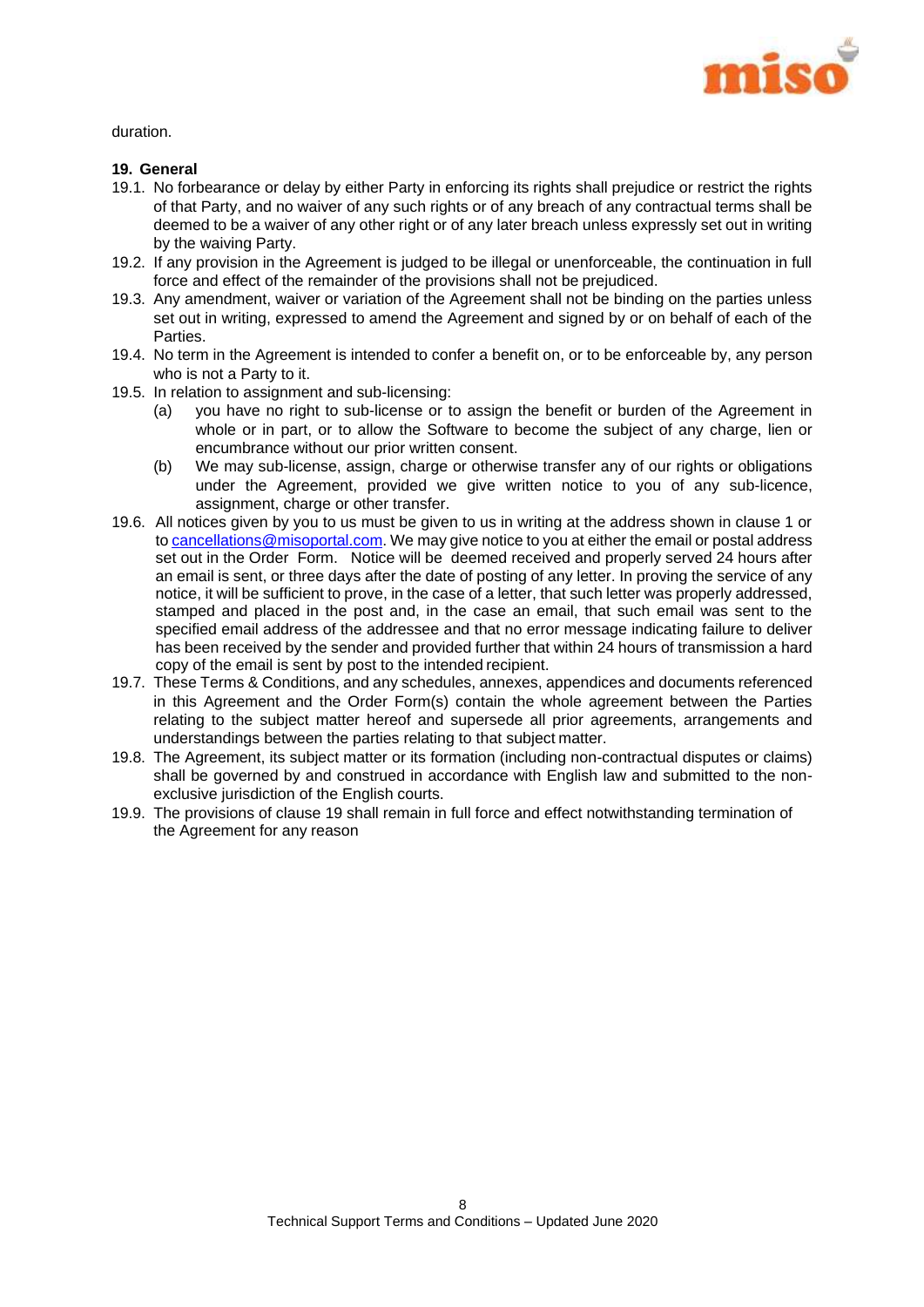duration.

**19. General**

19.1. No forbearance or delay by either Party in enforcing its rights shall prejudice or restrict the rights of that Party, and no waiver of any such rights or of any breach of any contractual terms shall be deemed to be a waiver of any other right or of any later breach unless expressly set out in writing by the waiving Party.

19.2. If any provision in the Agreement is judged to be illegal or unenforceable, the continuation in full force and effect of the remainder of the provisions shall not be prejudiced.

19.3. Any amendment, waiver or variation of the Agreement shall not be binding on the parties unless set out in writing, expressed to amend the Agreement and signed by or on behalf of each of the Parties.

19.4. No term in the Agreement is intended to confer a benefit on, or to be enforceable by, any person who is not a Party to it.

19.5. In relation to assignment and sub-licensing:

(a) you have no right to sub-license or to assign the benefit or burden of the Agreement in whole or in part, or to allow the Software to become the subject of any charge, lien or encumbrance without our prior written consent.

(b) We may sub-license, assign, charge or otherwise transfer any of our rights or obligations under the Agreement, provided we give written notice to you of any sub-licence, assignment, charge or other transfer.

19.6. All notices given by you to us must be given to us in writing at the address shown in clause 1 or to cancellations@misoportal.com. We may give notice to you at either the email or postal address set out in the Order Form. Notice will be deemed received and properly served 24 hours after an email is sent, or three days after the date of posting of any letter. In proving the service of any notice, it will be sufficient to prove, in the case of a letter, that such letter was properly addressed, stamped and placed in the post and, in the case an email, that such email was sent to the specified email address of the addressee and that no error message indicating failure to deliver has been received by the sender and provided further that within 24 hours of transmission a hard copy of the email is sent by post to the intended recipient.

19.7. These Terms & Conditions, and any schedules, annexes, appendices and documents referenced in this Agreement and the Order Form(s) contain the whole agreement between the Parties relating to the subject matter hereof and supersede all prior agreements, arrangements and understandings between the parties relating to that subject matter.

19.8. The Agreement, its subject matter or its formation (including non-contractual disputes or claims) shall be governed by and construed in accordance with English law and submitted to the non-exclusive jurisdiction of the English courts.

19.9. The provisions of clause 19 shall remain in full force and effect notwithstanding termination of the Agreement for any reason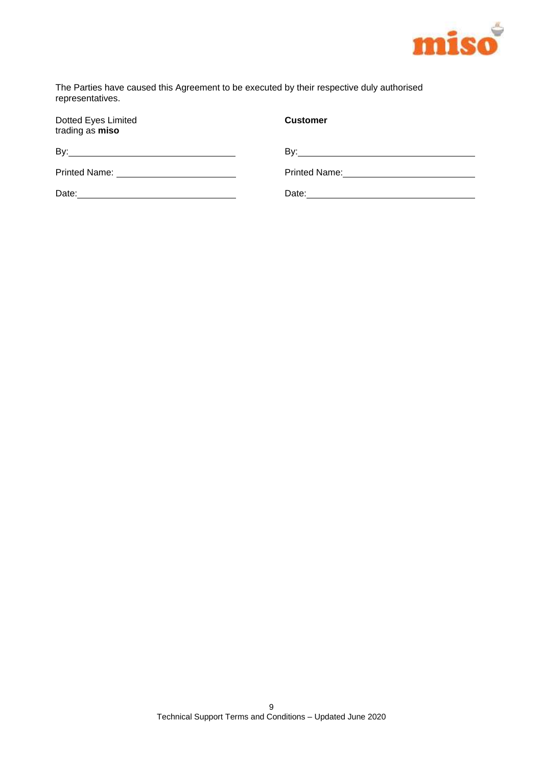The Parties have caused this Agreement to be executed by their respective duly authorised representatives.

| Dotted Eyes Limited trading as **miso** | **Customer** |
| --- | --- |
| By:______________________ | By:______________________ |
| Printed Name:______________________ | Printed Name:______________________ |
| Date:______________________ | Date:______________________ |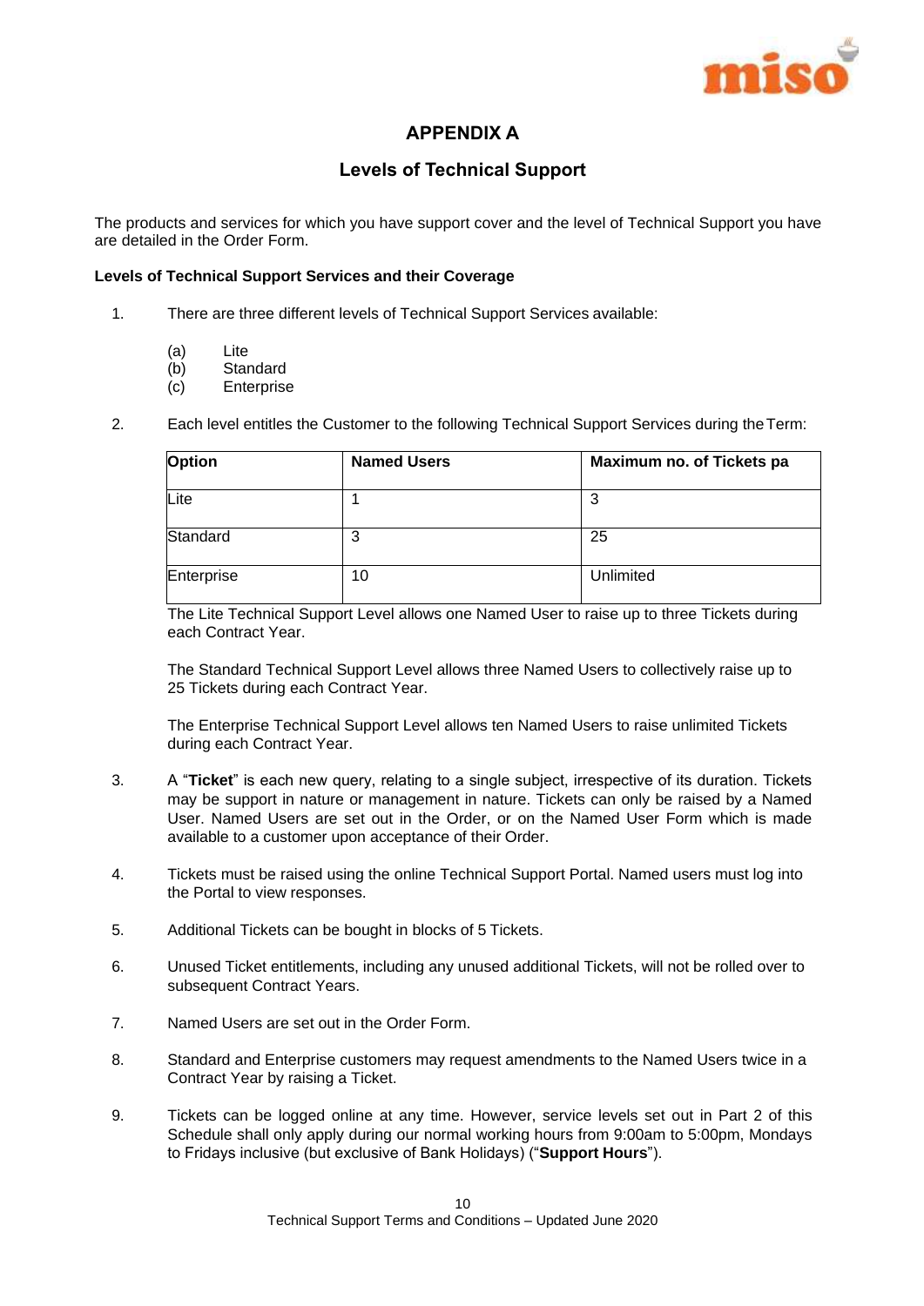# APPENDIX A

## Levels of Technical Support

The products and services for which you have support cover and the level of Technical Support you have are detailed in the Order Form.

**Levels of Technical Support Services and their Coverage**

1. There are three different levels of Technical Support Services available:

   (a) Lite
   (b) Standard
   (c) Enterprise

2. Each level entitles the Customer to the following Technical Support Services during the Term:

   | Option | Named Users | Maximum no. of Tickets pa |
   |---|---|---|
   | Lite | 1 | 3 |
   | Standard | 3 | 25 |
   | Enterprise | 10 | Unlimited |

   The Lite Technical Support Level allows one Named User to raise up to three Tickets during each Contract Year.

   The Standard Technical Support Level allows three Named Users to collectively raise up to 25 Tickets during each Contract Year.

   The Enterprise Technical Support Level allows ten Named Users to raise unlimited Tickets during each Contract Year.

3. A "**Ticket**" is each new query, relating to a single subject, irrespective of its duration. Tickets may be support in nature or management in nature. Tickets can only be raised by a Named User. Named Users are set out in the Order, or on the Named User Form which is made available to a customer upon acceptance of their Order.

4. Tickets must be raised using the online Technical Support Portal. Named users must log into the Portal to view responses.

5. Additional Tickets can be bought in blocks of 5 Tickets.

6. Unused Ticket entitlements, including any unused additional Tickets, will not be rolled over to subsequent Contract Years.

7. Named Users are set out in the Order Form.

8. Standard and Enterprise customers may request amendments to the Named Users twice in a Contract Year by raising a Ticket.

9. Tickets can be logged online at any time. However, service levels set out in Part 2 of this Schedule shall only apply during our normal working hours from 9:00am to 5:00pm, Mondays to Fridays inclusive (but exclusive of Bank Holidays) ("**Support Hours**").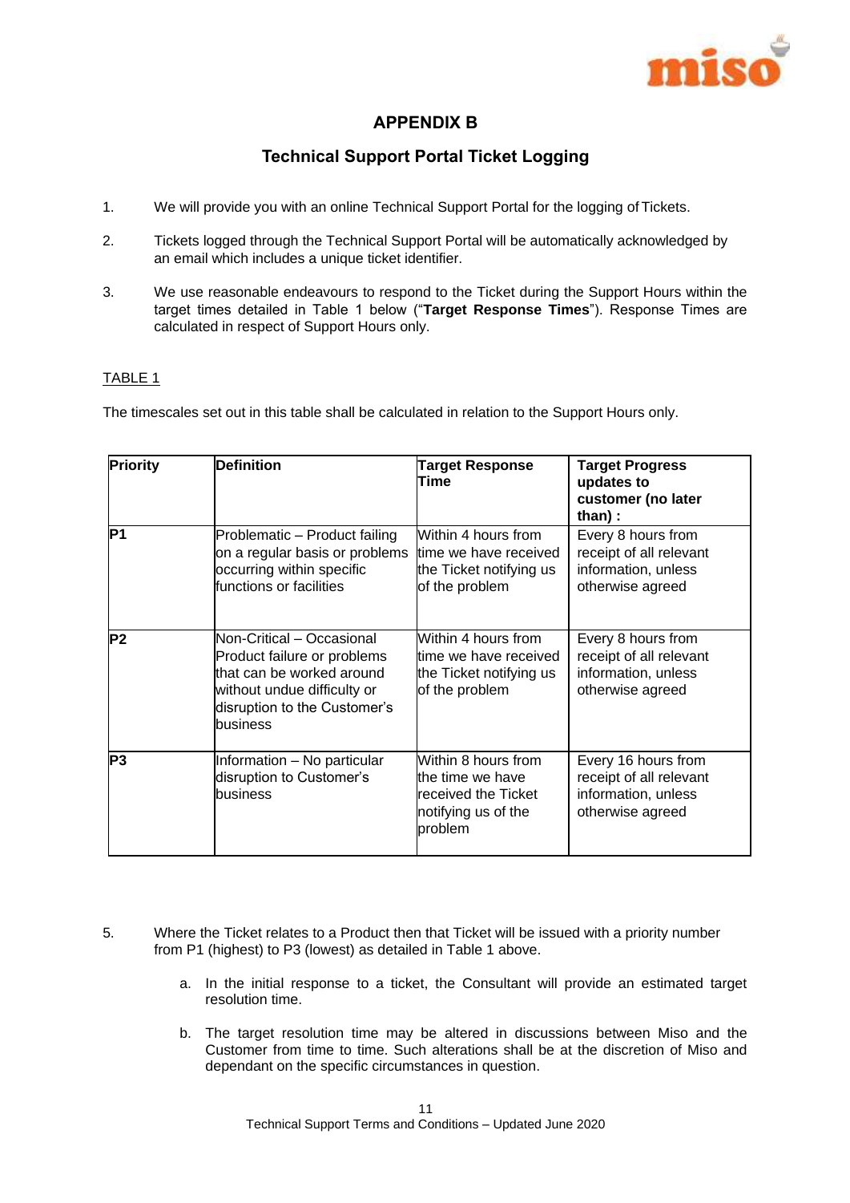## APPENDIX B

## Technical Support Portal Ticket Logging

1. We will provide you with an online Technical Support Portal for the logging of Tickets.

2. Tickets logged through the Technical Support Portal will be automatically acknowledged by an email which includes a unique ticket identifier.

3. We use reasonable endeavours to respond to the Ticket during the Support Hours within the target times detailed in Table 1 below ("**Target Response Times**"). Response Times are calculated in respect of Support Hours only.

<u>TABLE 1</u>

The timescales set out in this table shall be calculated in relation to the Support Hours only.

| Priority | Definition | Target Response Time | Target Progress updates to customer (no later than) : |
|---|---|---|---|
| **P1** | Problematic – Product failing on a regular basis or problems occurring within specific functions or facilities | Within 4 hours from time we have received the Ticket notifying us of the problem | Every 8 hours from receipt of all relevant information, unless otherwise agreed |
| **P2** | Non-Critical – Occasional Product failure or problems that can be worked around without undue difficulty or disruption to the Customer's business | Within 4 hours from time we have received the Ticket notifying us of the problem | Every 8 hours from receipt of all relevant information, unless otherwise agreed |
| **P3** | Information – No particular disruption to Customer's business | Within 8 hours from the time we have received the Ticket notifying us of the problem | Every 16 hours from receipt of all relevant information, unless otherwise agreed |

5. Where the Ticket relates to a Product then that Ticket will be issued with a priority number from P1 (highest) to P3 (lowest) as detailed in Table 1 above.

    a. In the initial response to a ticket, the Consultant will provide an estimated target resolution time.

    b. The target resolution time may be altered in discussions between Miso and the Customer from time to time. Such alterations shall be at the discretion of Miso and dependant on the specific circumstances in question.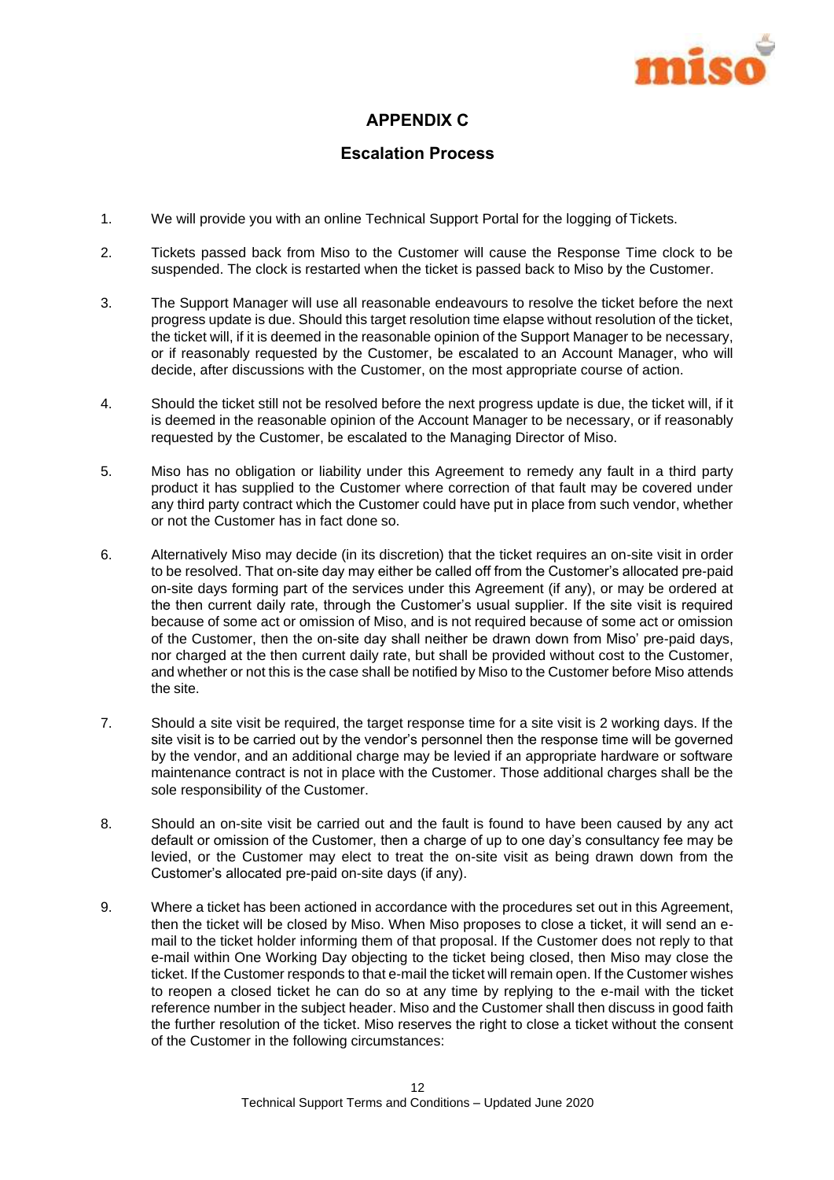# APPENDIX C

## Escalation Process

1. We will provide you with an online Technical Support Portal for the logging of Tickets.

2. Tickets passed back from Miso to the Customer will cause the Response Time clock to be suspended. The clock is restarted when the ticket is passed back to Miso by the Customer.

3. The Support Manager will use all reasonable endeavours to resolve the ticket before the next progress update is due. Should this target resolution time elapse without resolution of the ticket, the ticket will, if it is deemed in the reasonable opinion of the Support Manager to be necessary, or if reasonably requested by the Customer, be escalated to an Account Manager, who will decide, after discussions with the Customer, on the most appropriate course of action.

4. Should the ticket still not be resolved before the next progress update is due, the ticket will, if it is deemed in the reasonable opinion of the Account Manager to be necessary, or if reasonably requested by the Customer, be escalated to the Managing Director of Miso.

5. Miso has no obligation or liability under this Agreement to remedy any fault in a third party product it has supplied to the Customer where correction of that fault may be covered under any third party contract which the Customer could have put in place from such vendor, whether or not the Customer has in fact done so.

6. Alternatively Miso may decide (in its discretion) that the ticket requires an on-site visit in order to be resolved. That on-site day may either be called off from the Customer's allocated pre-paid on-site days forming part of the services under this Agreement (if any), or may be ordered at the then current daily rate, through the Customer's usual supplier. If the site visit is required because of some act or omission of Miso, and is not required because of some act or omission of the Customer, then the on-site day shall neither be drawn down from Miso' pre-paid days, nor charged at the then current daily rate, but shall be provided without cost to the Customer, and whether or not this is the case shall be notified by Miso to the Customer before Miso attends the site.

7. Should a site visit be required, the target response time for a site visit is 2 working days. If the site visit is to be carried out by the vendor's personnel then the response time will be governed by the vendor, and an additional charge may be levied if an appropriate hardware or software maintenance contract is not in place with the Customer. Those additional charges shall be the sole responsibility of the Customer.

8. Should an on-site visit be carried out and the fault is found to have been caused by any act default or omission of the Customer, then a charge of up to one day's consultancy fee may be levied, or the Customer may elect to treat the on-site visit as being drawn down from the Customer's allocated pre-paid on-site days (if any).

9. Where a ticket has been actioned in accordance with the procedures set out in this Agreement, then the ticket will be closed by Miso. When Miso proposes to close a ticket, it will send an e-mail to the ticket holder informing them of that proposal. If the Customer does not reply to that e-mail within One Working Day objecting to the ticket being closed, then Miso may close the ticket. If the Customer responds to that e-mail the ticket will remain open. If the Customer wishes to reopen a closed ticket he can do so at any time by replying to the e-mail with the ticket reference number in the subject header. Miso and the Customer shall then discuss in good faith the further resolution of the ticket. Miso reserves the right to close a ticket without the consent of the Customer in the following circumstances: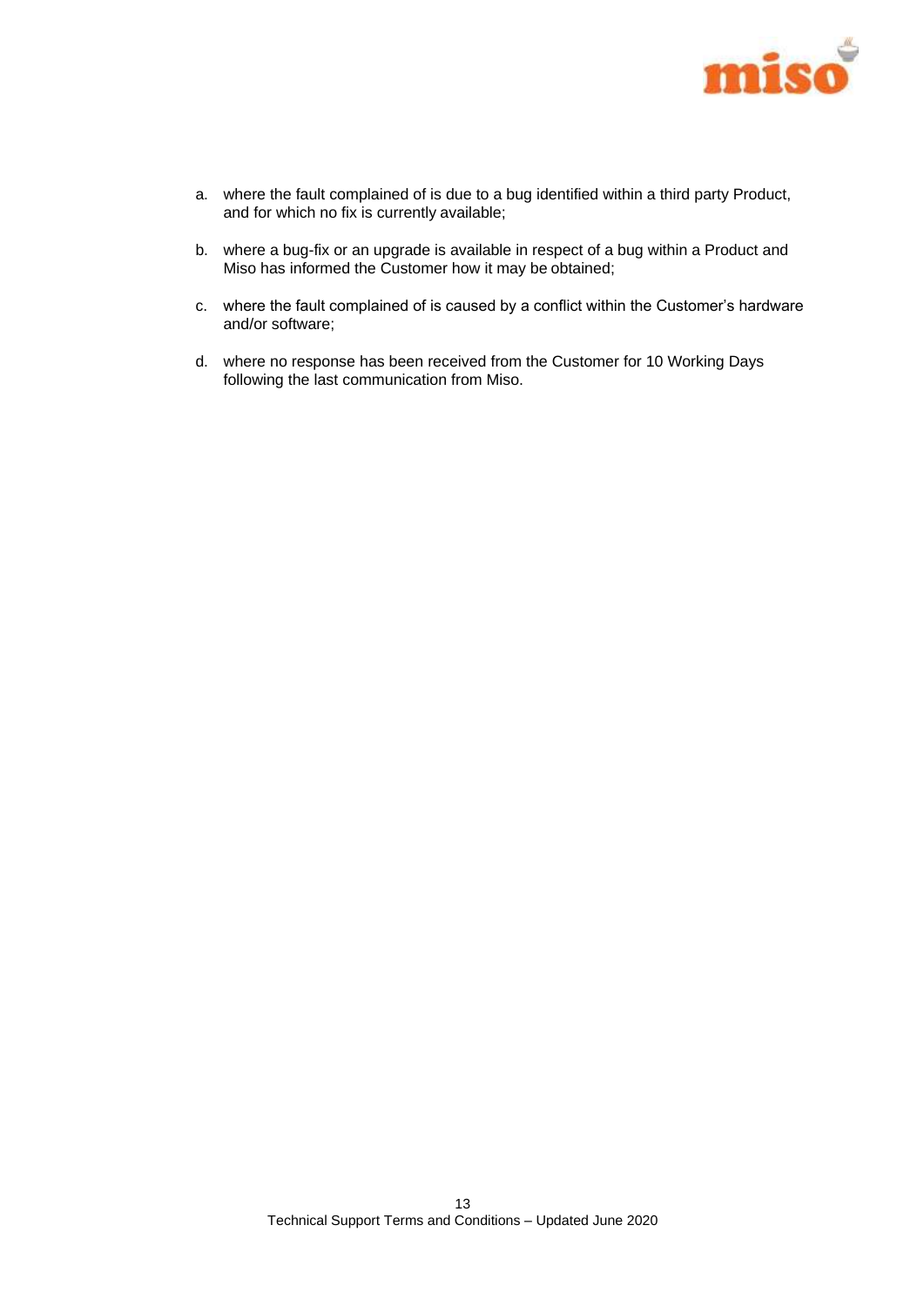a. where the fault complained of is due to a bug identified within a third party Product, and for which no fix is currently available;

b. where a bug-fix or an upgrade is available in respect of a bug within a Product and Miso has informed the Customer how it may be obtained;

c. where the fault complained of is caused by a conflict within the Customer's hardware and/or software;

d. where no response has been received from the Customer for 10 Working Days following the last communication from Miso.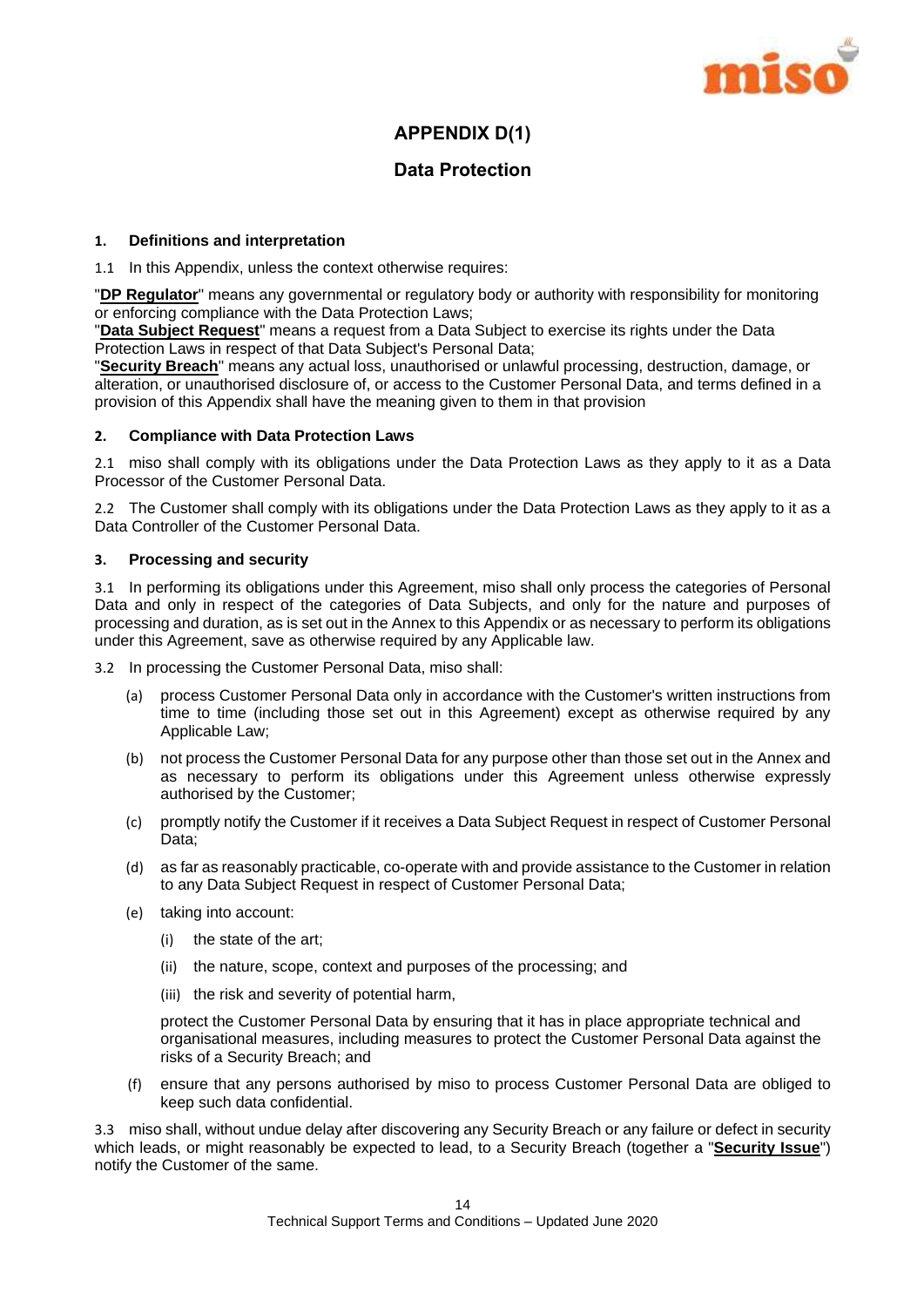# APPENDIX D(1)

## Data Protection

### 1. Definitions and interpretation

1.1 In this Appendix, unless the context otherwise requires:

"**DP Regulator**" means any governmental or regulatory body or authority with responsibility for monitoring or enforcing compliance with the Data Protection Laws;

"**Data Subject Request**" means a request from a Data Subject to exercise its rights under the Data Protection Laws in respect of that Data Subject's Personal Data;

"**Security Breach**" means any actual loss, unauthorised or unlawful processing, destruction, damage, or alteration, or unauthorised disclosure of, or access to the Customer Personal Data, and terms defined in a provision of this Appendix shall have the meaning given to them in that provision

### 2. Compliance with Data Protection Laws

2.1 miso shall comply with its obligations under the Data Protection Laws as they apply to it as a Data Processor of the Customer Personal Data.

2.2 The Customer shall comply with its obligations under the Data Protection Laws as they apply to it as a Data Controller of the Customer Personal Data.

### 3. Processing and security

3.1 In performing its obligations under this Agreement, miso shall only process the categories of Personal Data and only in respect of the categories of Data Subjects, and only for the nature and purposes of processing and duration, as is set out in the Annex to this Appendix or as necessary to perform its obligations under this Agreement, save as otherwise required by any Applicable law.

3.2 In processing the Customer Personal Data, miso shall:

(a) process Customer Personal Data only in accordance with the Customer's written instructions from time to time (including those set out in this Agreement) except as otherwise required by any Applicable Law;

(b) not process the Customer Personal Data for any purpose other than those set out in the Annex and as necessary to perform its obligations under this Agreement unless otherwise expressly authorised by the Customer;

(c) promptly notify the Customer if it receives a Data Subject Request in respect of Customer Personal Data;

(d) as far as reasonably practicable, co-operate with and provide assistance to the Customer in relation to any Data Subject Request in respect of Customer Personal Data;

(e) taking into account:

(i) the state of the art;

(ii) the nature, scope, context and purposes of the processing; and

(iii) the risk and severity of potential harm,

protect the Customer Personal Data by ensuring that it has in place appropriate technical and organisational measures, including measures to protect the Customer Personal Data against the risks of a Security Breach; and

(f) ensure that any persons authorised by miso to process Customer Personal Data are obliged to keep such data confidential.

3.3 miso shall, without undue delay after discovering any Security Breach or any failure or defect in security which leads, or might reasonably be expected to lead, to a Security Breach (together a "**Security Issue**") notify the Customer of the same.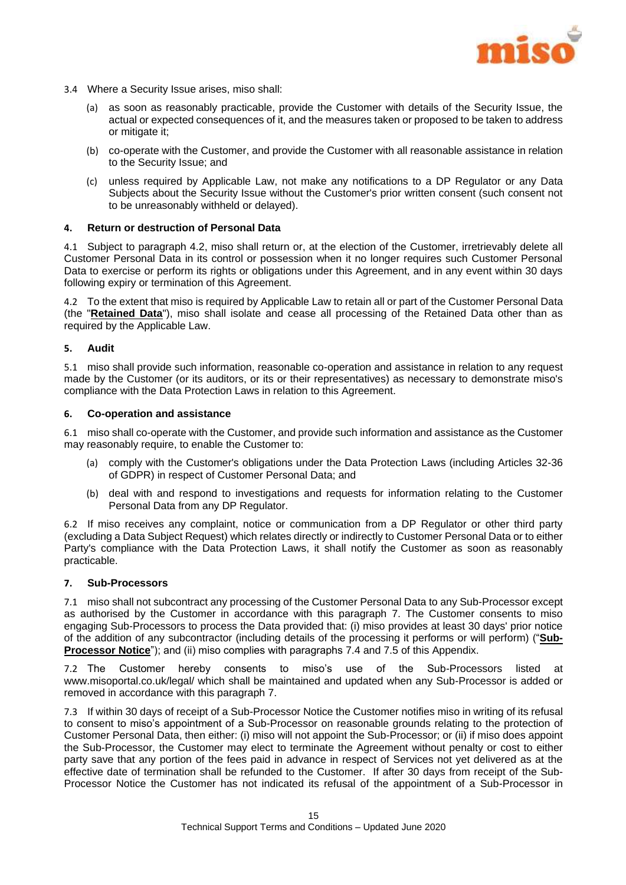3.4 Where a Security Issue arises, miso shall:

(a) as soon as reasonably practicable, provide the Customer with details of the Security Issue, the actual or expected consequences of it, and the measures taken or proposed to be taken to address or mitigate it;

(b) co-operate with the Customer, and provide the Customer with all reasonable assistance in relation to the Security Issue; and

(c) unless required by Applicable Law, not make any notifications to a DP Regulator or any Data Subjects about the Security Issue without the Customer's prior written consent (such consent not to be unreasonably withheld or delayed).

**4. Return or destruction of Personal Data**

4.1 Subject to paragraph 4.2, miso shall return or, at the election of the Customer, irretrievably delete all Customer Personal Data in its control or possession when it no longer requires such Customer Personal Data to exercise or perform its rights or obligations under this Agreement, and in any event within 30 days following expiry or termination of this Agreement.

4.2 To the extent that miso is required by Applicable Law to retain all or part of the Customer Personal Data (the "**Retained Data**"), miso shall isolate and cease all processing of the Retained Data other than as required by the Applicable Law.

**5. Audit**

5.1 miso shall provide such information, reasonable co-operation and assistance in relation to any request made by the Customer (or its auditors, or its or their representatives) as necessary to demonstrate miso's compliance with the Data Protection Laws in relation to this Agreement.

**6. Co-operation and assistance**

6.1 miso shall co-operate with the Customer, and provide such information and assistance as the Customer may reasonably require, to enable the Customer to:

(a) comply with the Customer's obligations under the Data Protection Laws (including Articles 32-36 of GDPR) in respect of Customer Personal Data; and

(b) deal with and respond to investigations and requests for information relating to the Customer Personal Data from any DP Regulator.

6.2 If miso receives any complaint, notice or communication from a DP Regulator or other third party (excluding a Data Subject Request) which relates directly or indirectly to Customer Personal Data or to either Party's compliance with the Data Protection Laws, it shall notify the Customer as soon as reasonably practicable.

**7. Sub-Processors**

7.1 miso shall not subcontract any processing of the Customer Personal Data to any Sub-Processor except as authorised by the Customer in accordance with this paragraph 7. The Customer consents to miso engaging Sub-Processors to process the Data provided that: (i) miso provides at least 30 days' prior notice of the addition of any subcontractor (including details of the processing it performs or will perform) ("**Sub-Processor Notice**"); and (ii) miso complies with paragraphs 7.4 and 7.5 of this Appendix.

7.2 The Customer hereby consents to miso's use of the Sub-Processors listed at www.misoportal.co.uk/legal/ which shall be maintained and updated when any Sub-Processor is added or removed in accordance with this paragraph 7.

7.3 If within 30 days of receipt of a Sub-Processor Notice the Customer notifies miso in writing of its refusal to consent to miso's appointment of a Sub-Processor on reasonable grounds relating to the protection of Customer Personal Data, then either: (i) miso will not appoint the Sub-Processor; or (ii) if miso does appoint the Sub-Processor, the Customer may elect to terminate the Agreement without penalty or cost to either party save that any portion of the fees paid in advance in respect of Services not yet delivered as at the effective date of termination shall be refunded to the Customer. If after 30 days from receipt of the Sub-Processor Notice the Customer has not indicated its refusal of the appointment of a Sub-Processor in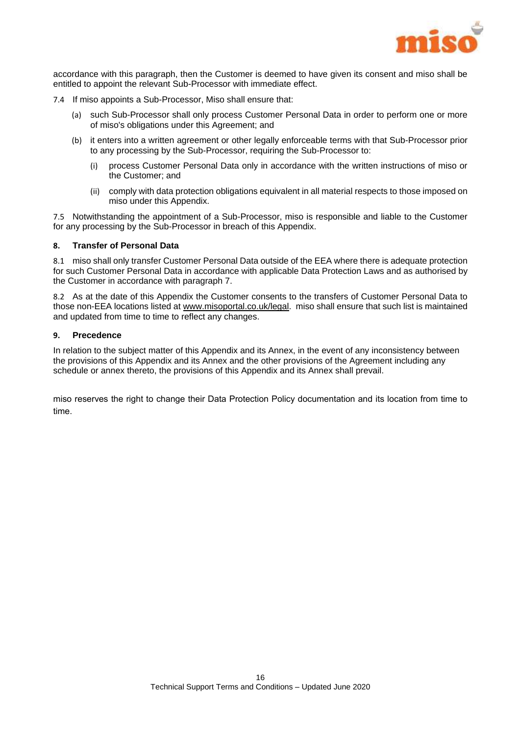accordance with this paragraph, then the Customer is deemed to have given its consent and miso shall be entitled to appoint the relevant Sub-Processor with immediate effect.

7.4 If miso appoints a Sub-Processor, Miso shall ensure that:

(a) such Sub-Processor shall only process Customer Personal Data in order to perform one or more of miso's obligations under this Agreement; and

(b) it enters into a written agreement or other legally enforceable terms with that Sub-Processor prior to any processing by the Sub-Processor, requiring the Sub-Processor to:

(i) process Customer Personal Data only in accordance with the written instructions of miso or the Customer; and

(ii) comply with data protection obligations equivalent in all material respects to those imposed on miso under this Appendix.

7.5 Notwithstanding the appointment of a Sub-Processor, miso is responsible and liable to the Customer for any processing by the Sub-Processor in breach of this Appendix.

**8. Transfer of Personal Data**

8.1 miso shall only transfer Customer Personal Data outside of the EEA where there is adequate protection for such Customer Personal Data in accordance with applicable Data Protection Laws and as authorised by the Customer in accordance with paragraph 7.

8.2 As at the date of this Appendix the Customer consents to the transfers of Customer Personal Data to those non-EEA locations listed at www.misoportal.co.uk/legal. miso shall ensure that such list is maintained and updated from time to time to reflect any changes.

**9. Precedence**

In relation to the subject matter of this Appendix and its Annex, in the event of any inconsistency between the provisions of this Appendix and its Annex and the other provisions of the Agreement including any schedule or annex thereto, the provisions of this Appendix and its Annex shall prevail.

miso reserves the right to change their Data Protection Policy documentation and its location from time to time.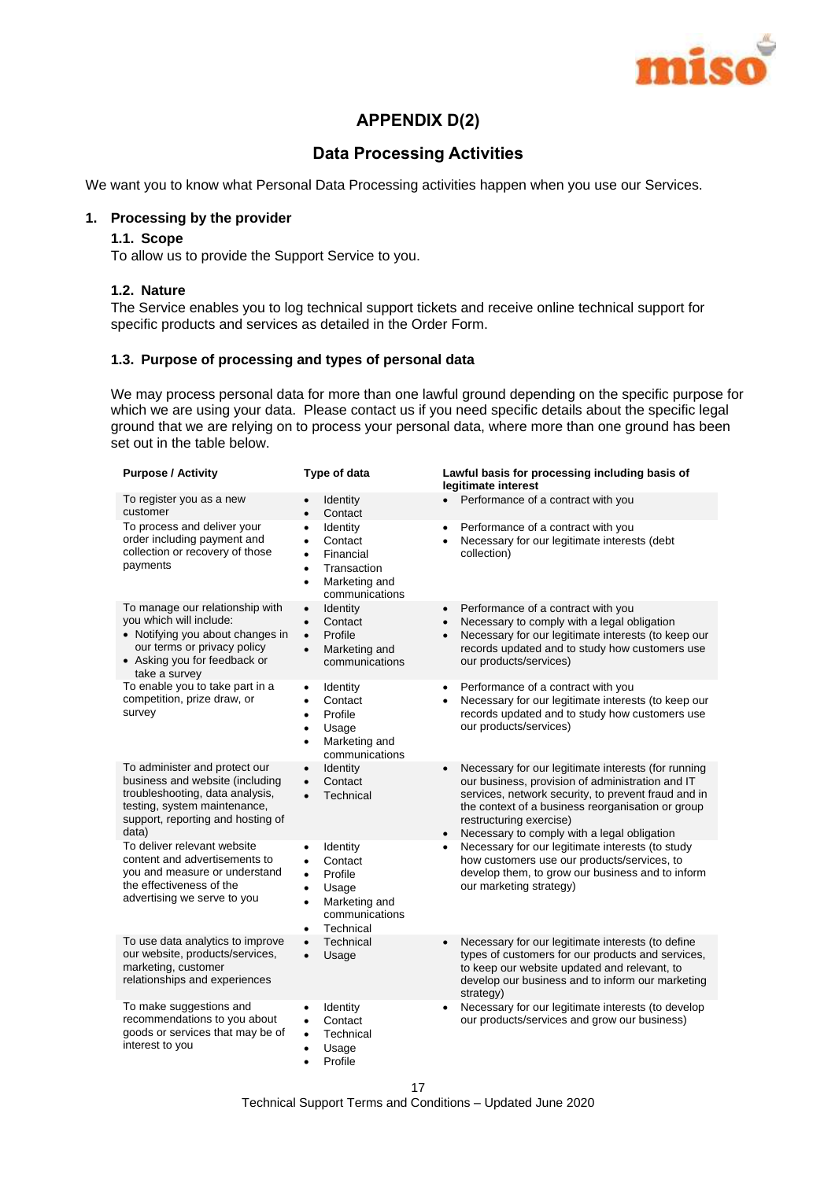## APPENDIX D(2)

## Data Processing Activities

We want you to know what Personal Data Processing activities happen when you use our Services.

### 1. Processing by the provider

#### 1.1. Scope

To allow us to provide the Support Service to you.

#### 1.2. Nature

The Service enables you to log technical support tickets and receive online technical support for specific products and services as detailed in the Order Form.

#### 1.3. Purpose of processing and types of personal data

We may process personal data for more than one lawful ground depending on the specific purpose for which we are using your data. Please contact us if you need specific details about the specific legal ground that we are relying on to process your personal data, where more than one ground has been set out in the table below.

| Purpose / Activity | Type of data | Lawful basis for processing including basis of legitimate interest |
|---|---|---|
| To register you as a new customer | • Identity<br>• Contact | • Performance of a contract with you |
| To process and deliver your order including payment and collection or recovery of those payments | • Identity<br>• Contact<br>• Financial<br>• Transaction<br>• Marketing and communications | • Performance of a contract with you<br>• Necessary for our legitimate interests (debt collection) |
| To manage our relationship with you which will include:<br>• Notifying you about changes in our terms or privacy policy<br>• Asking you for feedback or take a survey | • Identity<br>• Contact<br>• Profile<br>• Marketing and communications | • Performance of a contract with you<br>• Necessary to comply with a legal obligation<br>• Necessary for our legitimate interests (to keep our records updated and to study how customers use our products/services) |
| To enable you to take part in a competition, prize draw, or survey | • Identity<br>• Contact<br>• Profile<br>• Usage<br>• Marketing and communications | • Performance of a contract with you<br>• Necessary for our legitimate interests (to keep our records updated and to study how customers use our products/services) |
| To administer and protect our business and website (including troubleshooting, data analysis, testing, system maintenance, support, reporting and hosting of data) | • Identity<br>• Contact<br>• Technical | • Necessary for our legitimate interests (for running our business, provision of administration and IT services, network security, to prevent fraud and in the context of a business reorganisation or group restructuring exercise)<br>• Necessary to comply with a legal obligation |
| To deliver relevant website content and advertisements to you and measure or understand the effectiveness of the advertising we serve to you | • Identity<br>• Contact<br>• Profile<br>• Usage<br>• Marketing and communications<br>• Technical | • Necessary for our legitimate interests (to study how customers use our products/services, to develop them, to grow our business and to inform our marketing strategy) |
| To use data analytics to improve our website, products/services, marketing, customer relationships and experiences | • Technical<br>• Usage | • Necessary for our legitimate interests (to define types of customers for our products and services, to keep our website updated and relevant, to develop our business and to inform our marketing strategy) |
| To make suggestions and recommendations to you about goods or services that may be of interest to you | • Identity<br>• Contact<br>• Technical<br>• Usage<br>• Profile | • Necessary for our legitimate interests (to develop our products/services and grow our business) |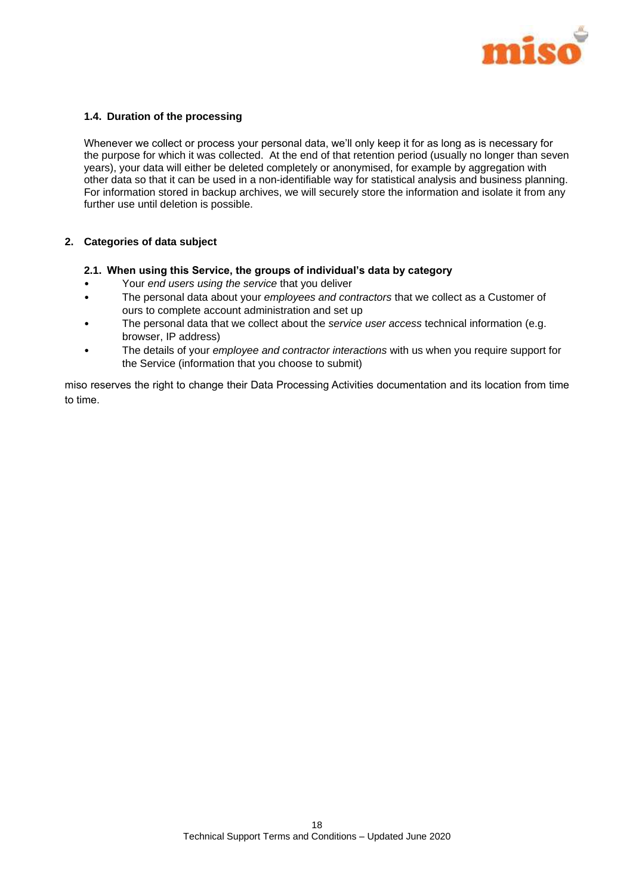### 1.4. Duration of the processing

Whenever we collect or process your personal data, we'll only keep it for as long as is necessary for the purpose for which it was collected. At the end of that retention period (usually no longer than seven years), your data will either be deleted completely or anonymised, for example by aggregation with other data so that it can be used in a non-identifiable way for statistical analysis and business planning. For information stored in backup archives, we will securely store the information and isolate it from any further use until deletion is possible.

## 2. Categories of data subject

### 2.1. When using this Service, the groups of individual's data by category

- Your *end users using the service* that you deliver
- The personal data about your *employees and contractors* that we collect as a Customer of ours to complete account administration and set up
- The personal data that we collect about the *service user access* technical information (e.g. browser, IP address)
- The details of your *employee and contractor interactions* with us when you require support for the Service (information that you choose to submit)

miso reserves the right to change their Data Processing Activities documentation and its location from time to time.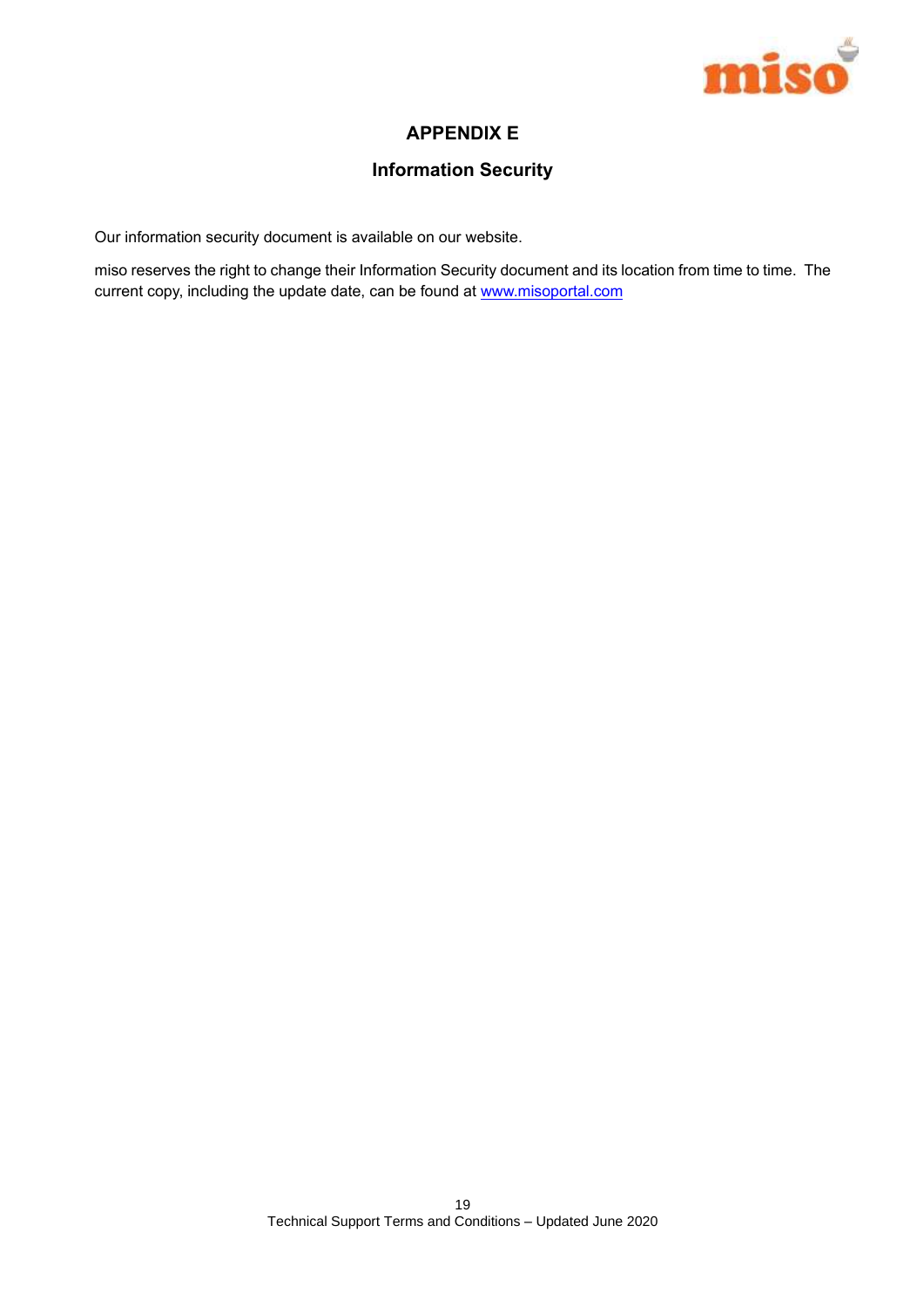# APPENDIX E

## Information Security

Our information security document is available on our website.

miso reserves the right to change their Information Security document and its location from time to time. The current copy, including the update date, can be found at www.misoportal.com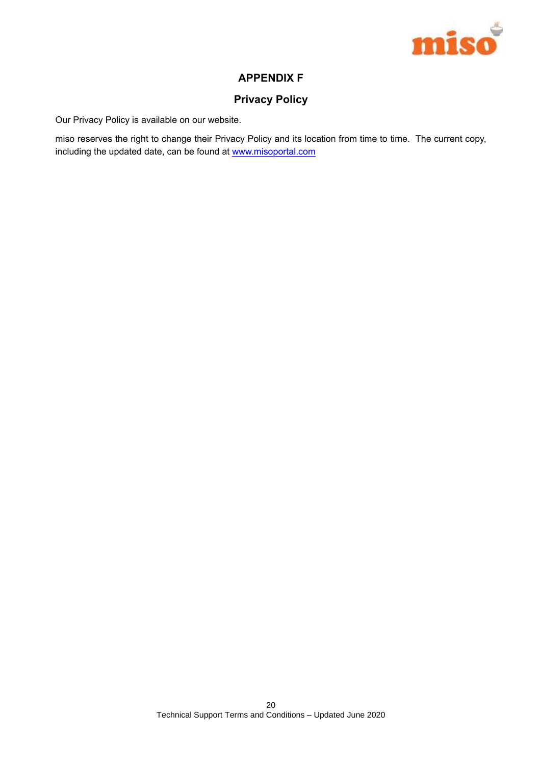# APPENDIX F

## Privacy Policy

Our Privacy Policy is available on our website.

miso reserves the right to change their Privacy Policy and its location from time to time. The current copy, including the updated date, can be found at www.misoportal.com